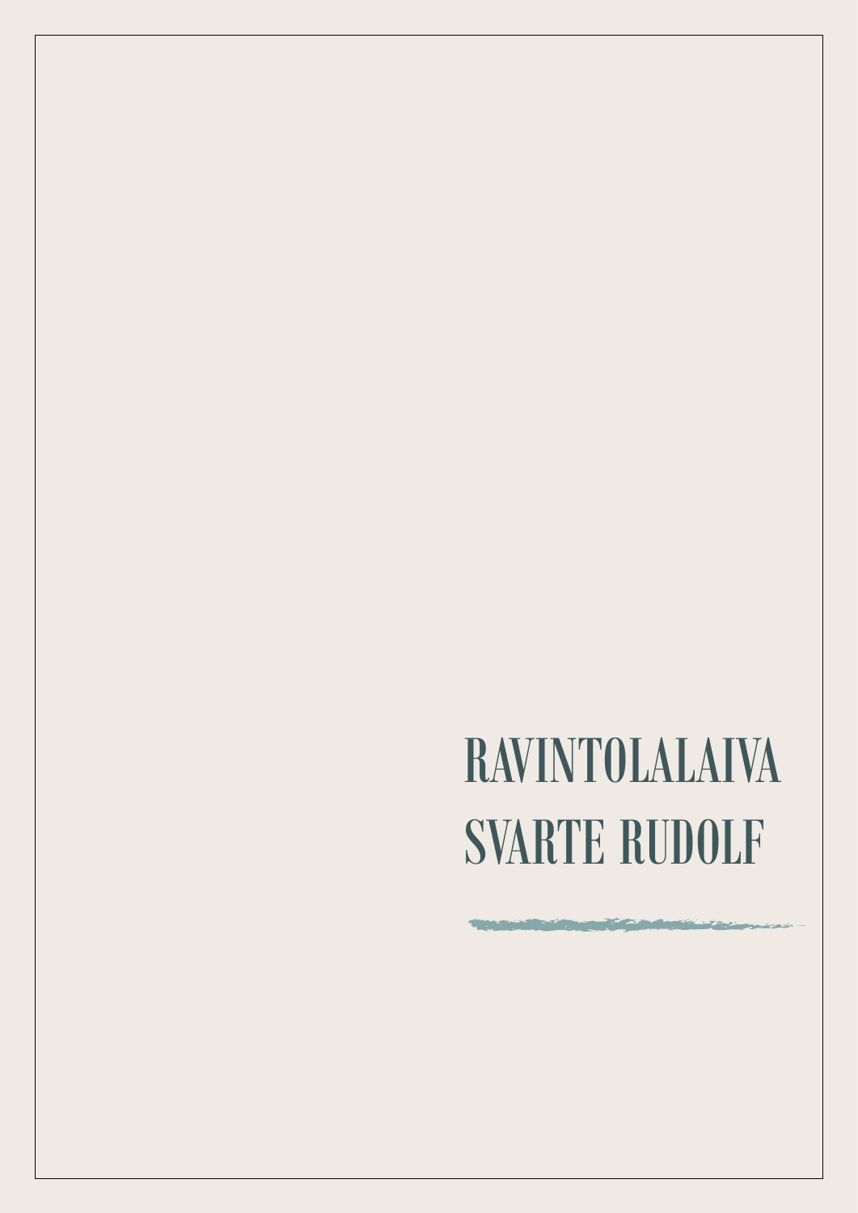# RAVINTOLALAIVA SVARTE RUDOLF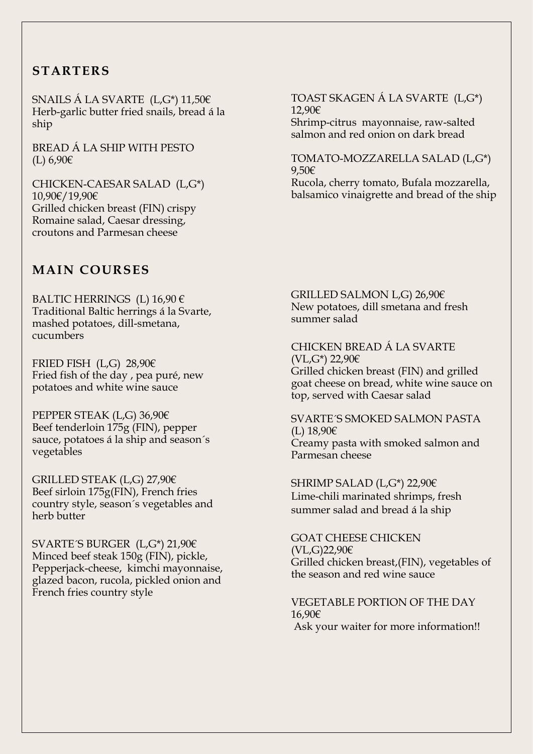## STARTERS

SNAILS Á LA SVARTE (L,G*) 11,50€
Herb-garlic butter fried snails, bread á la ship

BREAD Á LA SHIP WITH PESTO (L) 6,90€

CHICKEN-CAESAR SALAD (L,G*) 10,90€/19,90€
Grilled chicken breast (FIN) crispy Romaine salad, Caesar dressing, croutons and Parmesan cheese

TOAST SKAGEN Á LA SVARTE (L,G*) 12,90€
Shrimp-citrus mayonnaise, raw-salted salmon and red onion on dark bread

TOMATO-MOZZARELLA SALAD (L,G*) 9,50€
Rucola, cherry tomato, Bufala mozzarella, balsamico vinaigrette and bread of the ship

## MAIN COURSES

BALTIC HERRINGS (L) 16,90 €
Traditional Baltic herrings á la Svarte, mashed potatoes, dill-smetana, cucumbers

FRIED FISH (L,G) 28,90€
Fried fish of the day , pea puré, new potatoes and white wine sauce

PEPPER STEAK (L,G) 36,90€
Beef tenderloin 175g (FIN), pepper sauce, potatoes á la ship and season´s vegetables

GRILLED STEAK (L,G) 27,90€
Beef sirloin 175g(FIN), French fries country style, season´s vegetables and herb butter

SVARTE´S BURGER (L,G*) 21,90€
Minced beef steak 150g (FIN), pickle, Pepperjack-cheese, kimchi mayonnaise, glazed bacon, rucola, pickled onion and French fries country style

GRILLED SALMON L,G) 26,90€
New potatoes, dill smetana and fresh summer salad

CHICKEN BREAD Á LA SVARTE (VL,G*) 22,90€
Grilled chicken breast (FIN) and grilled goat cheese on bread, white wine sauce on top, served with Caesar salad

SVARTE´S SMOKED SALMON PASTA (L) 18,90€
Creamy pasta with smoked salmon and Parmesan cheese

SHRIMP SALAD (L,G*) 22,90€
Lime-chili marinated shrimps, fresh summer salad and bread á la ship

GOAT CHEESE CHICKEN (VL,G)22,90€
Grilled chicken breast,(FIN), vegetables of the season and red wine sauce

VEGETABLE PORTION OF THE DAY 16,90€
Ask your waiter for more information!!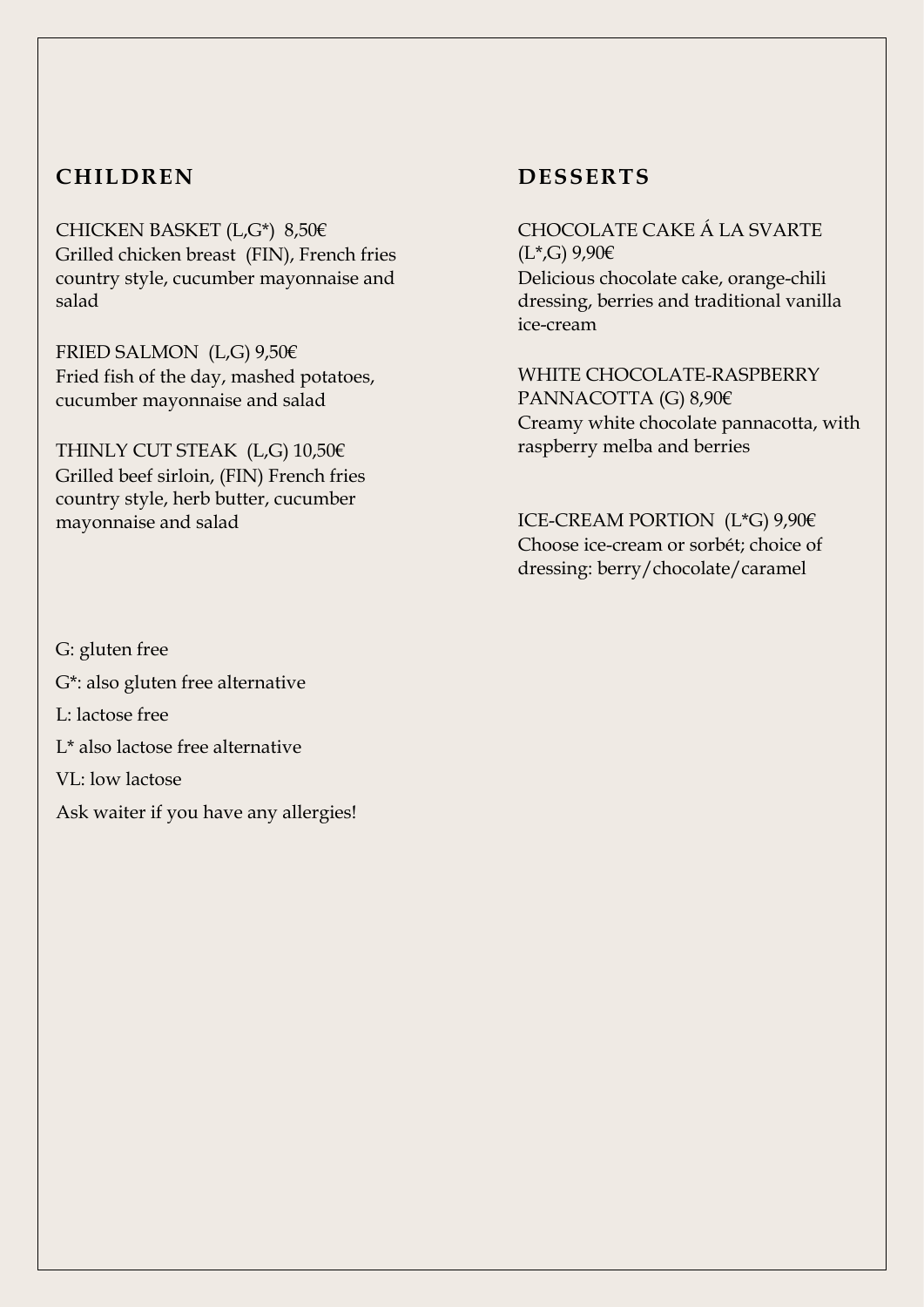## CHILDREN

CHICKEN BASKET (L,G*) 8,50€
Grilled chicken breast (FIN), French fries country style, cucumber mayonnaise and salad

FRIED SALMON (L,G) 9,50€
Fried fish of the day, mashed potatoes, cucumber mayonnaise and salad

THINLY CUT STEAK (L,G) 10,50€
Grilled beef sirloin, (FIN) French fries country style, herb butter, cucumber mayonnaise and salad

## DESSERTS

CHOCOLATE CAKE Á LA SVARTE (L*,G) 9,90€
Delicious chocolate cake, orange-chili dressing, berries and traditional vanilla ice-cream

WHITE CHOCOLATE-RASPBERRY PANNACOTTA (G) 8,90€
Creamy white chocolate pannacotta, with raspberry melba and berries

ICE-CREAM PORTION (L*G) 9,90€
Choose ice-cream or sorbét; choice of dressing: berry/chocolate/caramel

G: gluten free

G*: also gluten free alternative

L: lactose free

L* also lactose free alternative

VL: low lactose

Ask waiter if you have any allergies!